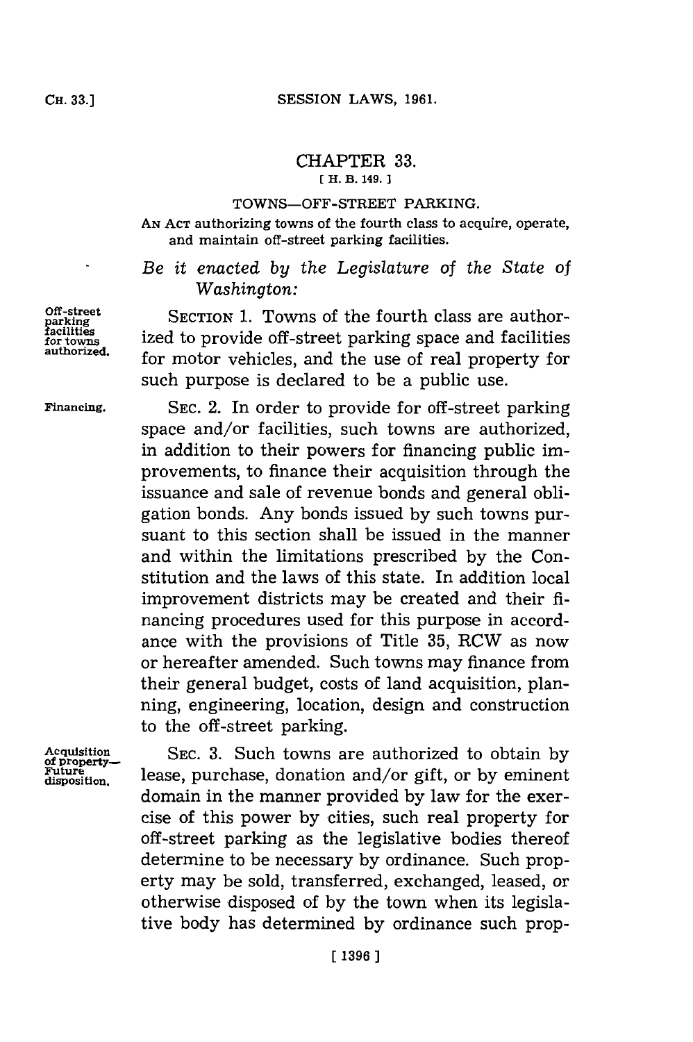# CHAPTER 33.

[ H. B. 149. ]

## TOWNS—OFF-STREET PARKING.

AN ACT authorizing towns of the fourth class to acquire, operate, and maintain off-street parking facilities.

*Be it enacted by the Legislature of the State of Washington:*

**Off-street parking facilities for towns authorized.**

SECTION 1. Towns of the fourth class are authorized to provide off-street parking space and facilities for motor vehicles, and the use of real property for such purpose is declared to be a public use.

**Financing.**

SEC. 2. In order to provide for off-street parking space and/or facilities, such towns are authorized, in addition to their powers for financing public improvements, to finance their acquisition through the issuance and sale of revenue bonds and general obligation bonds. Any bonds issued by such towns pursuant to this section shall be issued in the manner and within the limitations prescribed by the Constitution and the laws of this state. In addition local improvement districts may be created and their financing procedures used for this purpose in accordance with the provisions of Title 35, RCW as now or hereafter amended. Such towns may finance from their general budget, costs of land acquisition, planning, engineering, location, design and construction to the off-street parking.

**Acquisition of property—Future disposition.**

SEC. 3. Such towns are authorized to obtain by lease, purchase, donation and/or gift, or by eminent domain in the manner provided by law for the exercise of this power by cities, such real property for off-street parking as the legislative bodies thereof determine to be necessary by ordinance. Such property may be sold, transferred, exchanged, leased, or otherwise disposed of by the town when its legislative body has determined by ordinance such prop-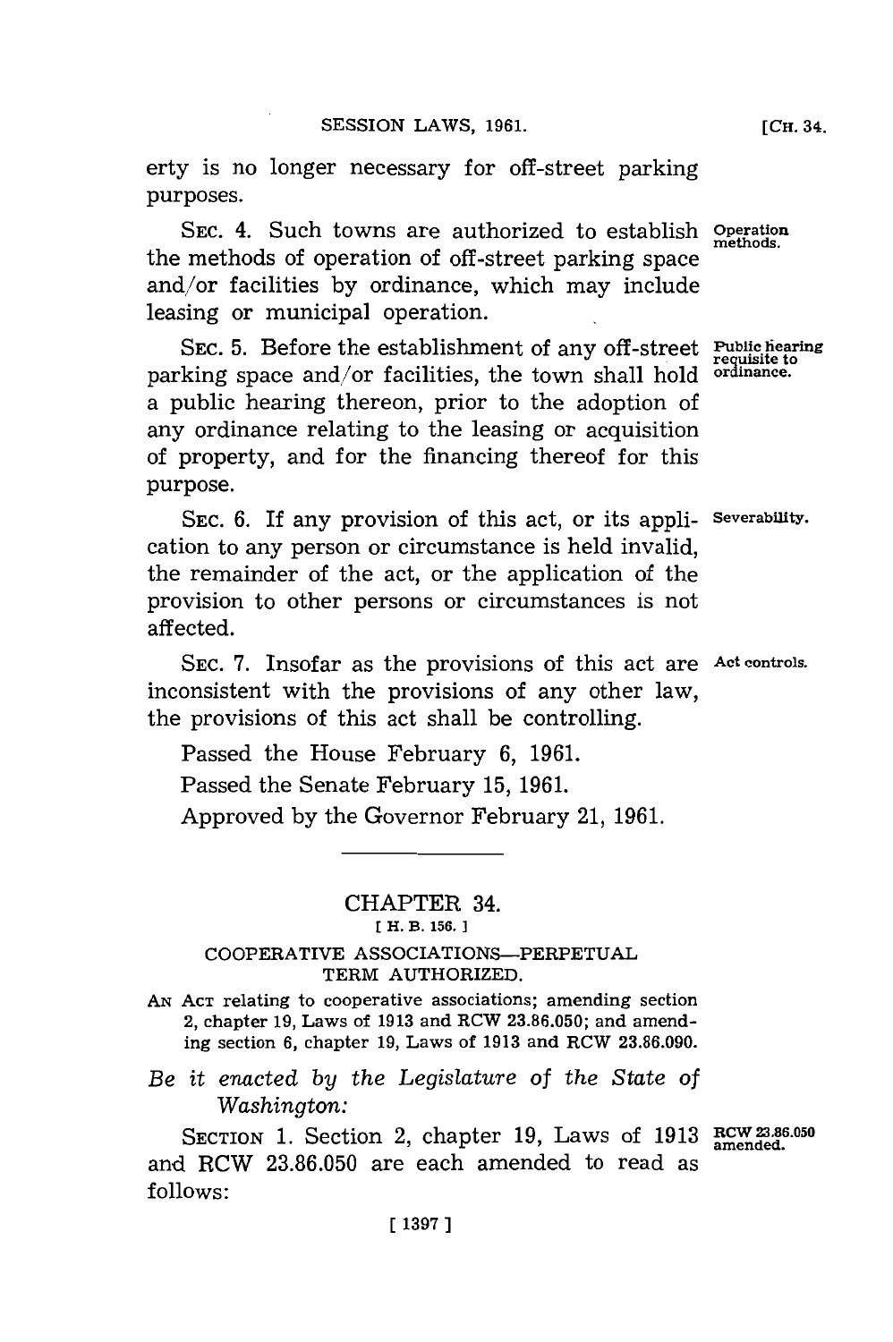erty is no longer necessary for off-street parking purposes.

SEC. 4. Such towns are authorized to establish the methods of operation of off-street parking space and/or facilities by ordinance, which may include leasing or municipal operation.

**Operation methods.**

SEC. 5. Before the establishment of any off-street parking space and/or facilities, the town shall hold a public hearing thereon, prior to the adoption of any ordinance relating to the leasing or acquisition of property, and for the financing thereof for this purpose.

**Public hearing requisite to ordinance.**

SEC. 6. If any provision of this act, or its application to any person or circumstance is held invalid, the remainder of the act, or the application of the provision to other persons or circumstances is not affected.

**Severability.**

SEC. 7. Insofar as the provisions of this act are inconsistent with the provisions of any other law, the provisions of this act shall be controlling.

**Act controls.**

Passed the House February 6, 1961.

Passed the Senate February 15, 1961.

Approved by the Governor February 21, 1961.

---

## CHAPTER 34.

[ H. B. 156. ]

### COOPERATIVE ASSOCIATIONS—PERPETUAL TERM AUTHORIZED.

AN ACT relating to cooperative associations; amending section 2, chapter 19, Laws of 1913 and RCW 23.86.050; and amending section 6, chapter 19, Laws of 1913 and RCW 23.86.090.

*Be it enacted by the Legislature of the State of Washington:*

SECTION 1. Section 2, chapter 19, Laws of 1913 and RCW 23.86.050 are each amended to read as follows:

**RCW 23.86.050 amended.**